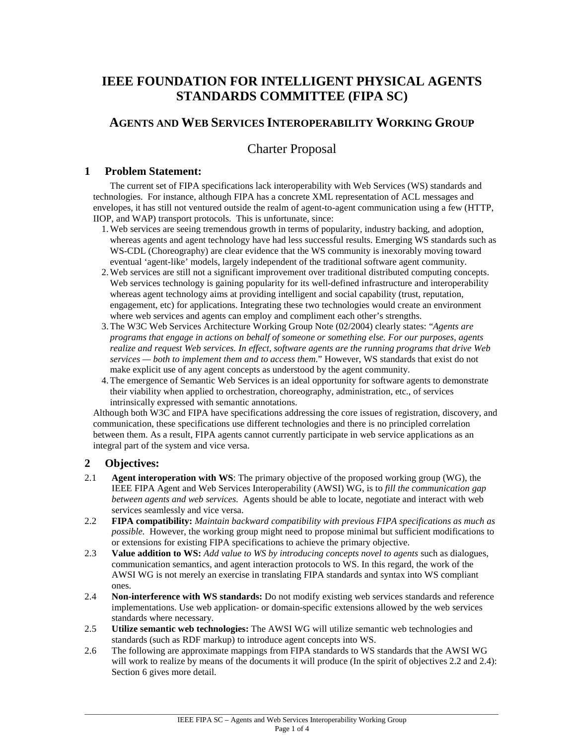# IEEE FOUNDATION FOR INTELLIGENT PHYSICAL AGENTS STANDARDS COMMITTEE (FIPA SC)

## AGENTS AND WEB SERVICES INTEROPERABILITY WORKING GROUP

## Charter Proposal

### 1 Problem Statement:

The current set of FIPA specifications lack interoperability with Web Services (WS) standards and technologies. For instance, although FIPA has a concrete XML representation of ACL messages and envelopes, it has still not ventured outside the realm of agent-to-agent communication using a few (HTTP, IIOP, and WAP) transport protocols. This is unfortunate, since:

1. Web services are seeing tremendous growth in terms of popularity, industry backing, and adoption, whereas agents and agent technology have had less successful results. Emerging WS standards such as WS-CDL (Choreography) are clear evidence that the WS community is inexorably moving toward eventual 'agent-like' models, largely independent of the traditional software agent community.
2. Web services are still not a significant improvement over traditional distributed computing concepts. Web services technology is gaining popularity for its well-defined infrastructure and interoperability whereas agent technology aims at providing intelligent and social capability (trust, reputation, engagement, etc) for applications. Integrating these two technologies would create an environment where web services and agents can employ and compliment each other's strengths.
3. The W3C Web Services Architecture Working Group Note (02/2004) clearly states: "*Agents are programs that engage in actions on behalf of someone or something else. For our purposes, agents realize and request Web services. In effect, software agents are the running programs that drive Web services — both to implement them and to access them.*" However, WS standards that exist do not make explicit use of any agent concepts as understood by the agent community.
4. The emergence of Semantic Web Services is an ideal opportunity for software agents to demonstrate their viability when applied to orchestration, choreography, administration, etc., of services intrinsically expressed with semantic annotations.

Although both W3C and FIPA have specifications addressing the core issues of registration, discovery, and communication, these specifications use different technologies and there is no principled correlation between them. As a result, FIPA agents cannot currently participate in web service applications as an integral part of the system and vice versa.

### 2 Objectives:

2.1 **Agent interoperation with WS**: The primary objective of the proposed working group (WG), the IEEE FIPA Agent and Web Services Interoperability (AWSI) WG, is to *fill the communication gap between agents and web services.* Agents should be able to locate, negotiate and interact with web services seamlessly and vice versa.

2.2 **FIPA compatibility:** *Maintain backward compatibility with previous FIPA specifications as much as possible.* However, the working group might need to propose minimal but sufficient modifications to or extensions for existing FIPA specifications to achieve the primary objective.

2.3 **Value addition to WS:** *Add value to WS by introducing concepts novel to agents* such as dialogues, communication semantics, and agent interaction protocols to WS. In this regard, the work of the AWSI WG is not merely an exercise in translating FIPA standards and syntax into WS compliant ones.

2.4 **Non-interference with WS standards:** Do not modify existing web services standards and reference implementations. Use web application- or domain-specific extensions allowed by the web services standards where necessary.

2.5 **Utilize semantic web technologies:** The AWSI WG will utilize semantic web technologies and standards (such as RDF markup) to introduce agent concepts into WS.

2.6 The following are approximate mappings from FIPA standards to WS standards that the AWSI WG will work to realize by means of the documents it will produce (In the spirit of objectives 2.2 and 2.4): Section 6 gives more detail.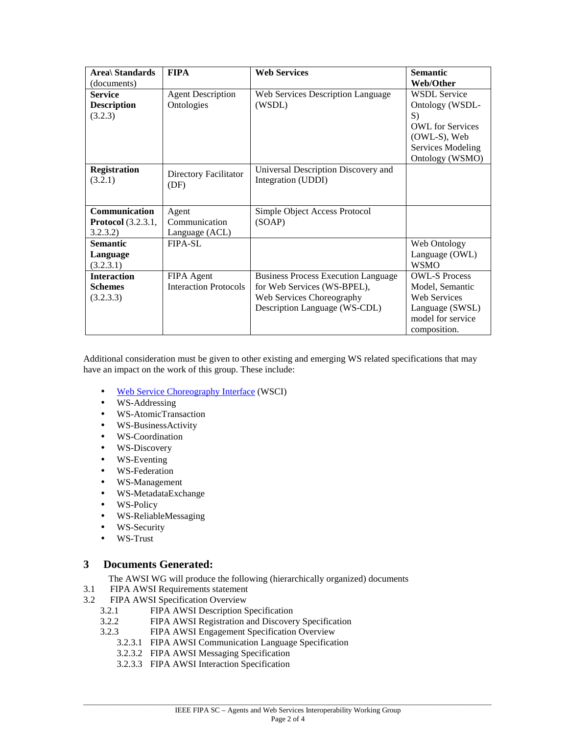| **Area\ Standards** (documents) | **FIPA** | **Web Services** | **Semantic Web/Other** |
| --- | --- | --- | --- |
| **Service Description** (3.2.3) | Agent Description Ontologies | Web Services Description Language (WSDL) | WSDL Service Ontology (WSDL-S) OWL for Services (OWL-S), Web Services Modeling Ontology (WSMO) |
| **Registration** (3.2.1) | Directory Facilitator (DF) | Universal Description Discovery and Integration (UDDI) | |
| **Communication Protocol** (3.2.3.1, 3.2.3.2) | Agent Communication Language (ACL) | Simple Object Access Protocol (SOAP) | |
| **Semantic Language** (3.2.3.1) | FIPA-SL | | Web Ontology Language (OWL) WSMO |
| **Interaction Schemes** (3.2.3.3) | FIPA Agent Interaction Protocols | Business Process Execution Language for Web Services (WS-BPEL), Web Services Choreography Description Language (WS-CDL) | OWL-S Process Model, Semantic Web Services Language (SWSL) model for service composition. |

Additional consideration must be given to other existing and emerging WS related specifications that may have an impact on the work of this group. These include:

- Web Service Choreography Interface (WSCI)
- WS-Addressing
- WS-AtomicTransaction
- WS-BusinessActivity
- WS-Coordination
- WS-Discovery
- WS-Eventing
- WS-Federation
- WS-Management
- WS-MetadataExchange
- WS-Policy
- WS-ReliableMessaging
- WS-Security
- WS-Trust

# 3 Documents Generated:

The AWSI WG will produce the following (hierarchically organized) documents

3.1 FIPA AWSI Requirements statement
3.2 FIPA AWSI Specification Overview
  3.2.1 FIPA AWSI Description Specification
  3.2.2 FIPA AWSI Registration and Discovery Specification
  3.2.3 FIPA AWSI Engagement Specification Overview
    3.2.3.1 FIPA AWSI Communication Language Specification
    3.2.3.2 FIPA AWSI Messaging Specification
    3.2.3.3 FIPA AWSI Interaction Specification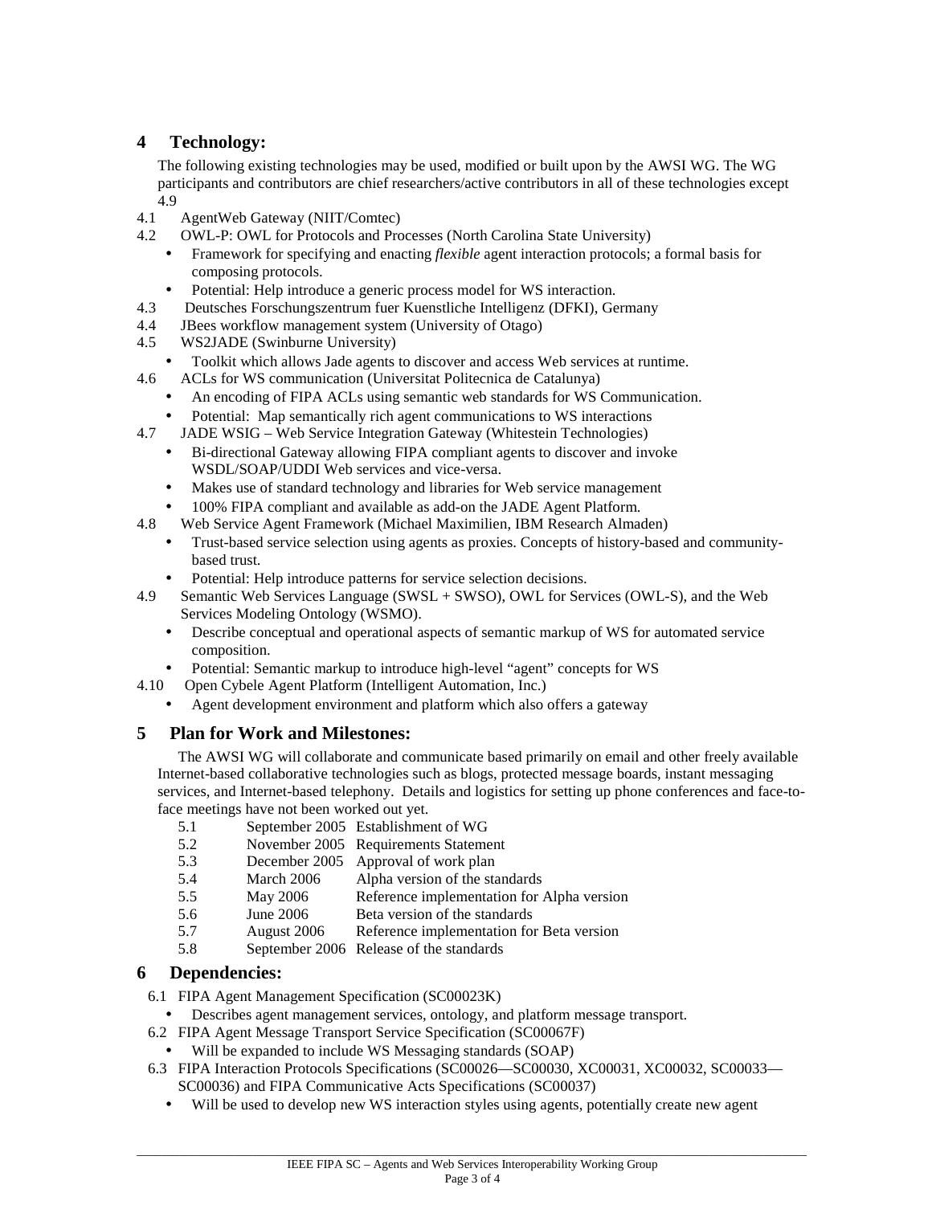## 4 Technology:

The following existing technologies may be used, modified or built upon by the AWSI WG. The WG participants and contributors are chief researchers/active contributors in all of these technologies except 4.9

4.1 AgentWeb Gateway (NIIT/Comtec)

4.2 OWL-P: OWL for Protocols and Processes (North Carolina State University)

- Framework for specifying and enacting *flexible* agent interaction protocols; a formal basis for composing protocols.
- Potential: Help introduce a generic process model for WS interaction.

4.3 Deutsches Forschungszentrum fuer Kuenstliche Intelligenz (DFKI), Germany

4.4 JBees workflow management system (University of Otago)

4.5 WS2JADE (Swinburne University)

- Toolkit which allows Jade agents to discover and access Web services at runtime.

4.6 ACLs for WS communication (Universitat Politecnica de Catalunya)

- An encoding of FIPA ACLs using semantic web standards for WS Communication.
- Potential: Map semantically rich agent communications to WS interactions

4.7 JADE WSIG – Web Service Integration Gateway (Whitestein Technologies)

- Bi-directional Gateway allowing FIPA compliant agents to discover and invoke WSDL/SOAP/UDDI Web services and vice-versa.
- Makes use of standard technology and libraries for Web service management
- 100% FIPA compliant and available as add-on the JADE Agent Platform.

4.8 Web Service Agent Framework (Michael Maximilien, IBM Research Almaden)

- Trust-based service selection using agents as proxies. Concepts of history-based and community-based trust.
- Potential: Help introduce patterns for service selection decisions.

4.9 Semantic Web Services Language (SWSL + SWSO), OWL for Services (OWL-S), and the Web Services Modeling Ontology (WSMO).

- Describe conceptual and operational aspects of semantic markup of WS for automated service composition.
- Potential: Semantic markup to introduce high-level "agent" concepts for WS

4.10 Open Cybele Agent Platform (Intelligent Automation, Inc.)

- Agent development environment and platform which also offers a gateway

## 5 Plan for Work and Milestones:

The AWSI WG will collaborate and communicate based primarily on email and other freely available Internet-based collaborative technologies such as blogs, protected message boards, instant messaging services, and Internet-based telephony. Details and logistics for setting up phone conferences and face-to-face meetings have not been worked out yet.

| | | |
|---|---|---|
| 5.1 | September 2005 | Establishment of WG |
| 5.2 | November 2005 | Requirements Statement |
| 5.3 | December 2005 | Approval of work plan |
| 5.4 | March 2006 | Alpha version of the standards |
| 5.5 | May 2006 | Reference implementation for Alpha version |
| 5.6 | June 2006 | Beta version of the standards |
| 5.7 | August 2006 | Reference implementation for Beta version |
| 5.8 | September 2006 | Release of the standards |

## 6 Dependencies:

6.1 FIPA Agent Management Specification (SC00023K)

- Describes agent management services, ontology, and platform message transport.

6.2 FIPA Agent Message Transport Service Specification (SC00067F)

- Will be expanded to include WS Messaging standards (SOAP)

6.3 FIPA Interaction Protocols Specifications (SC00026—SC00030, XC00031, XC00032, SC00033—SC00036) and FIPA Communicative Acts Specifications (SC00037)

- Will be used to develop new WS interaction styles using agents, potentially create new agent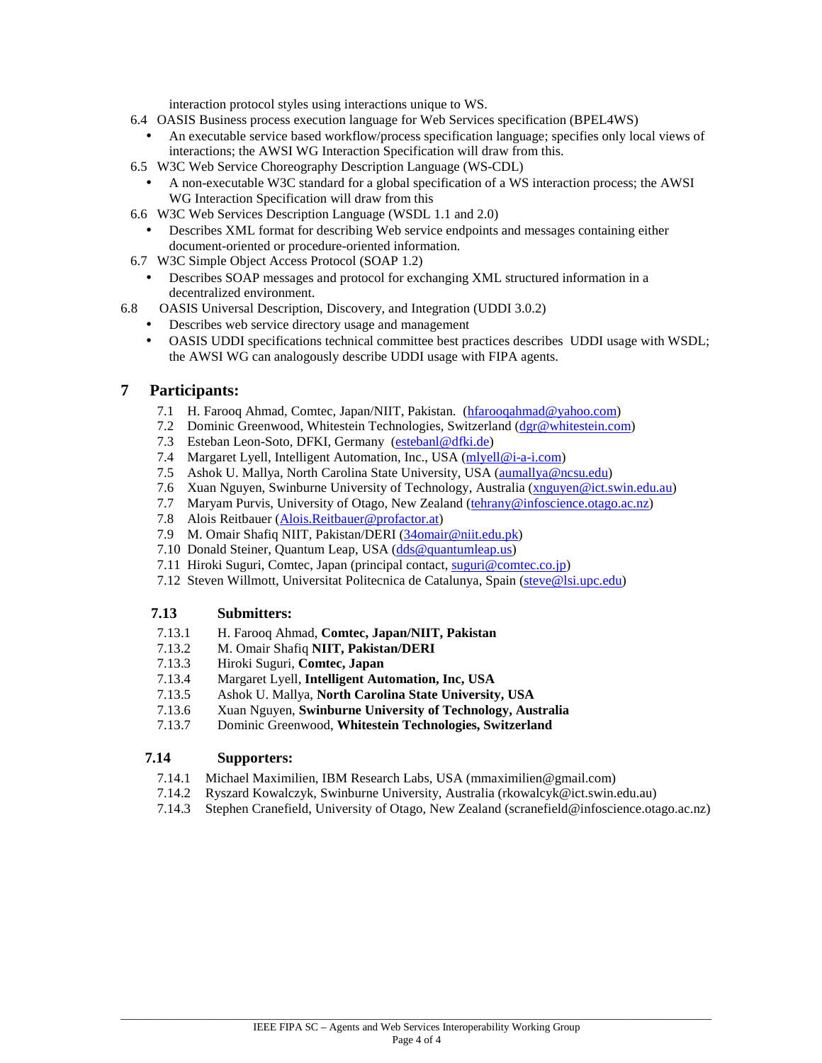interaction protocol styles using interactions unique to WS.

6.4 OASIS Business process execution language for Web Services specification (BPEL4WS)

- An executable service based workflow/process specification language; specifies only local views of interactions; the AWSI WG Interaction Specification will draw from this.

6.5 W3C Web Service Choreography Description Language (WS-CDL)

- A non-executable W3C standard for a global specification of a WS interaction process; the AWSI WG Interaction Specification will draw from this

6.6 W3C Web Services Description Language (WSDL 1.1 and 2.0)

- Describes XML format for describing Web service endpoints and messages containing either document-oriented or procedure-oriented information.

6.7 W3C Simple Object Access Protocol (SOAP 1.2)

- Describes SOAP messages and protocol for exchanging XML structured information in a decentralized environment.

6.8 OASIS Universal Description, Discovery, and Integration (UDDI 3.0.2)

- Describes web service directory usage and management
- OASIS UDDI specifications technical committee best practices describes UDDI usage with WSDL; the AWSI WG can analogously describe UDDI usage with FIPA agents.

# 7 Participants:

7.1 H. Farooq Ahmad, Comtec, Japan/NIIT, Pakistan. (hfarooqahmad@yahoo.com)
7.2 Dominic Greenwood, Whitestein Technologies, Switzerland (dgr@whitestein.com)
7.3 Esteban Leon-Soto, DFKI, Germany (estebanl@dfki.de)
7.4 Margaret Lyell, Intelligent Automation, Inc., USA (mlyell@i-a-i.com)
7.5 Ashok U. Mallya, North Carolina State University, USA (aumallya@ncsu.edu)
7.6 Xuan Nguyen, Swinburne University of Technology, Australia (xnguyen@ict.swin.edu.au)
7.7 Maryam Purvis, University of Otago, New Zealand (tehrany@infoscience.otago.ac.nz)
7.8 Alois Reitbauer (Alois.Reitbauer@profactor.at)
7.9 M. Omair Shafiq NIIT, Pakistan/DERI (34omair@niit.edu.pk)
7.10 Donald Steiner, Quantum Leap, USA (dds@quantumleap.us)
7.11 Hiroki Suguri, Comtec, Japan (principal contact, suguri@comtec.co.jp)
7.12 Steven Willmott, Universitat Politecnica de Catalunya, Spain (steve@lsi.upc.edu)

## 7.13 Submitters:

7.13.1 H. Farooq Ahmad, **Comtec, Japan/NIIT, Pakistan**
7.13.2 M. Omair Shafiq **NIIT, Pakistan/DERI**
7.13.3 Hiroki Suguri, **Comtec, Japan**
7.13.4 Margaret Lyell, **Intelligent Automation, Inc, USA**
7.13.5 Ashok U. Mallya, **North Carolina State University, USA**
7.13.6 Xuan Nguyen, **Swinburne University of Technology, Australia**
7.13.7 Dominic Greenwood, **Whitestein Technologies, Switzerland**

## 7.14 Supporters:

7.14.1 Michael Maximilien, IBM Research Labs, USA (mmaximilien@gmail.com)
7.14.2 Ryszard Kowalczyk, Swinburne University, Australia (rkowalcyk@ict.swin.edu.au)
7.14.3 Stephen Cranefield, University of Otago, New Zealand (scranefield@infoscience.otago.ac.nz)